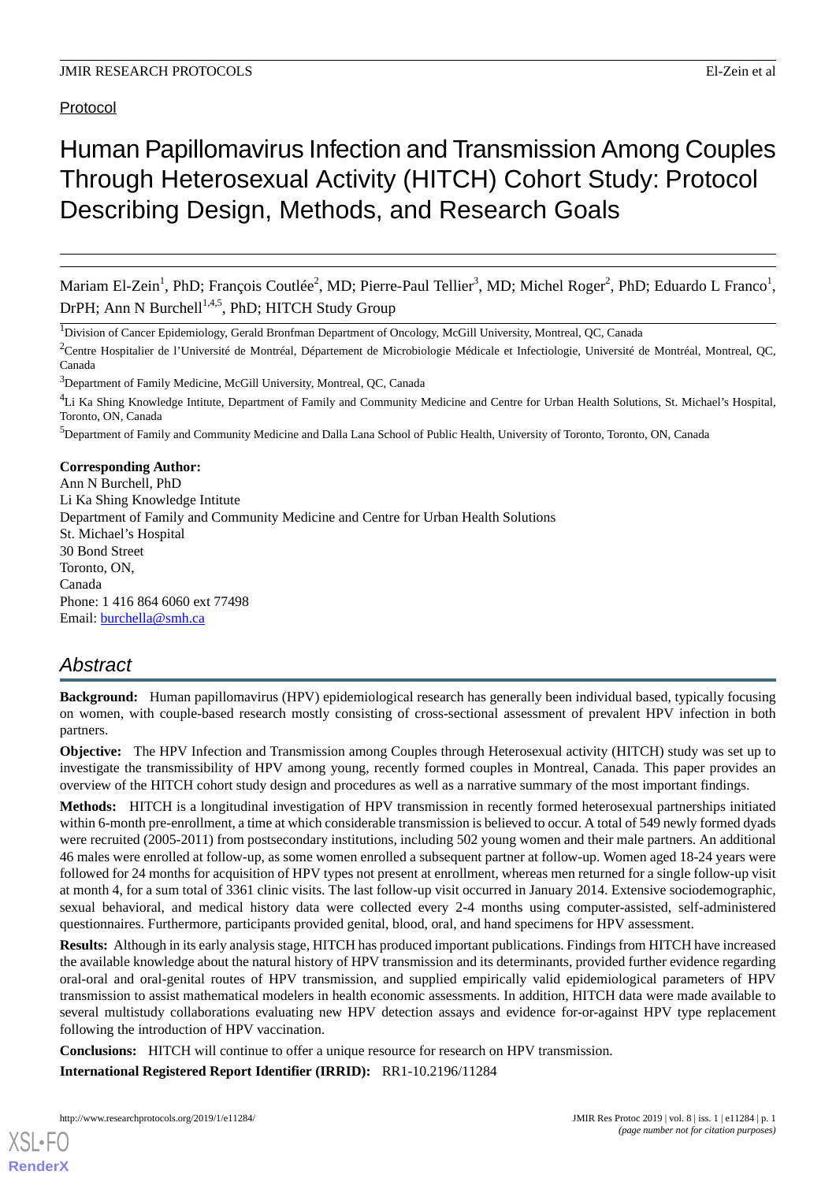Protocol

# Human Papillomavirus Infection and Transmission Among Couples Through Heterosexual Activity (HITCH) Cohort Study: Protocol Describing Design, Methods, and Research Goals

Mariam El-Zein[1], PhD; François Coutlée[2], MD; Pierre-Paul Tellier[3], MD; Michel Roger[2], PhD; Eduardo L Franco[1], DrPH; Ann N Burchell[1,4,5], PhD; HITCH Study Group

[1]Division of Cancer Epidemiology, Gerald Bronfman Department of Oncology, McGill University, Montreal, QC, Canada

[2]Centre Hospitalier de l'Université de Montréal, Département de Microbiologie Médicale et Infectiologie, Université de Montréal, Montreal, QC, Canada

[3]Department of Family Medicine, McGill University, Montreal, QC, Canada

[4]Li Ka Shing Knowledge Intitute, Department of Family and Community Medicine and Centre for Urban Health Solutions, St. Michael's Hospital, Toronto, ON, Canada

[5]Department of Family and Community Medicine and Dalla Lana School of Public Health, University of Toronto, Toronto, ON, Canada

**Corresponding Author:**
Ann N Burchell, PhD
Li Ka Shing Knowledge Intitute
Department of Family and Community Medicine and Centre for Urban Health Solutions
St. Michael's Hospital
30 Bond Street
Toronto, ON,
Canada
Phone: 1 416 864 6060 ext 77498
Email: burchella@smh.ca

## Abstract

**Background:** Human papillomavirus (HPV) epidemiological research has generally been individual based, typically focusing on women, with couple-based research mostly consisting of cross-sectional assessment of prevalent HPV infection in both partners.

**Objective:** The HPV Infection and Transmission among Couples through Heterosexual activity (HITCH) study was set up to investigate the transmissibility of HPV among young, recently formed couples in Montreal, Canada. This paper provides an overview of the HITCH cohort study design and procedures as well as a narrative summary of the most important findings.

**Methods:** HITCH is a longitudinal investigation of HPV transmission in recently formed heterosexual partnerships initiated within 6-month pre-enrollment, a time at which considerable transmission is believed to occur. A total of 549 newly formed dyads were recruited (2005-2011) from postsecondary institutions, including 502 young women and their male partners. An additional 46 males were enrolled at follow-up, as some women enrolled a subsequent partner at follow-up. Women aged 18-24 years were followed for 24 months for acquisition of HPV types not present at enrollment, whereas men returned for a single follow-up visit at month 4, for a sum total of 3361 clinic visits. The last follow-up visit occurred in January 2014. Extensive sociodemographic, sexual behavioral, and medical history data were collected every 2-4 months using computer-assisted, self-administered questionnaires. Furthermore, participants provided genital, blood, oral, and hand specimens for HPV assessment.

**Results:** Although in its early analysis stage, HITCH has produced important publications. Findings from HITCH have increased the available knowledge about the natural history of HPV transmission and its determinants, provided further evidence regarding oral-oral and oral-genital routes of HPV transmission, and supplied empirically valid epidemiological parameters of HPV transmission to assist mathematical modelers in health economic assessments. In addition, HITCH data were made available to several multistudy collaborations evaluating new HPV detection assays and evidence for-or-against HPV type replacement following the introduction of HPV vaccination.

**Conclusions:** HITCH will continue to offer a unique resource for research on HPV transmission.

**International Registered Report Identifier (IRRID):** RR1-10.2196/11284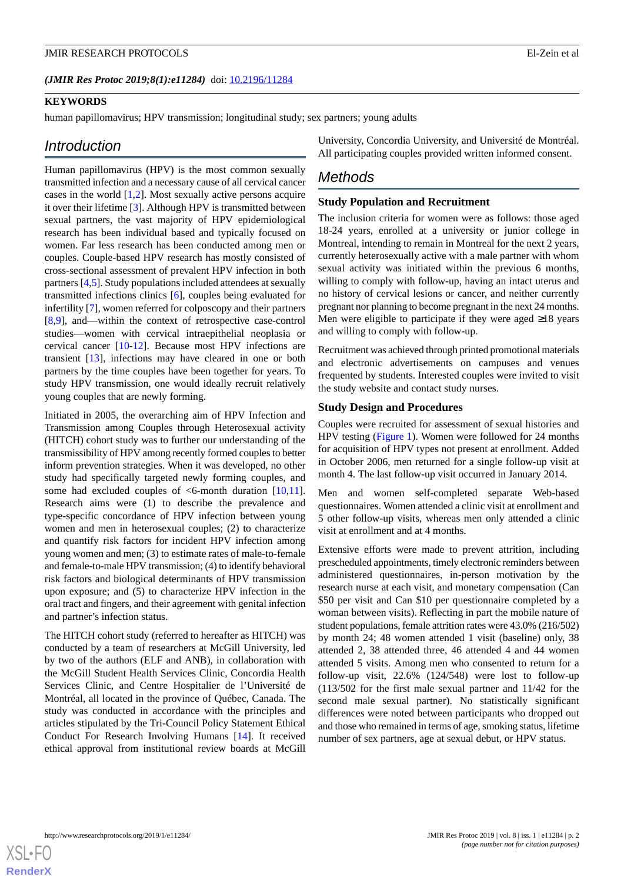(*JMIR Res Protoc 2019;8(1):e11284*) doi: 10.2196/11284

**KEYWORDS**

human papillomavirus; HPV transmission; longitudinal study; sex partners; young adults

## Introduction

Human papillomavirus (HPV) is the most common sexually transmitted infection and a necessary cause of all cervical cancer cases in the world [1,2]. Most sexually active persons acquire it over their lifetime [3]. Although HPV is transmitted between sexual partners, the vast majority of HPV epidemiological research has been individual based and typically focused on women. Far less research has been conducted among men or couples. Couple-based HPV research has mostly consisted of cross-sectional assessment of prevalent HPV infection in both partners [4,5]. Study populations included attendees at sexually transmitted infections clinics [6], couples being evaluated for infertility [7], women referred for colposcopy and their partners [8,9], and—within the context of retrospective case-control studies—women with cervical intraepithelial neoplasia or cervical cancer [10-12]. Because most HPV infections are transient [13], infections may have cleared in one or both partners by the time couples have been together for years. To study HPV transmission, one would ideally recruit relatively young couples that are newly forming.

Initiated in 2005, the overarching aim of HPV Infection and Transmission among Couples through Heterosexual activity (HITCH) cohort study was to further our understanding of the transmissibility of HPV among recently formed couples to better inform prevention strategies. When it was developed, no other study had specifically targeted newly forming couples, and some had excluded couples of <6-month duration [10,11]. Research aims were (1) to describe the prevalence and type-specific concordance of HPV infection between young women and men in heterosexual couples; (2) to characterize and quantify risk factors for incident HPV infection among young women and men; (3) to estimate rates of male-to-female and female-to-male HPV transmission; (4) to identify behavioral risk factors and biological determinants of HPV transmission upon exposure; and (5) to characterize HPV infection in the oral tract and fingers, and their agreement with genital infection and partner's infection status.

The HITCH cohort study (referred to hereafter as HITCH) was conducted by a team of researchers at McGill University, led by two of the authors (ELF and ANB), in collaboration with the McGill Student Health Services Clinic, Concordia Health Services Clinic, and Centre Hospitalier de l'Université de Montréal, all located in the province of Québec, Canada. The study was conducted in accordance with the principles and articles stipulated by the Tri-Council Policy Statement Ethical Conduct For Research Involving Humans [14]. It received ethical approval from institutional review boards at McGill University, Concordia University, and Université de Montréal. All participating couples provided written informed consent.

## Methods

### Study Population and Recruitment

The inclusion criteria for women were as follows: those aged 18-24 years, enrolled at a university or junior college in Montreal, intending to remain in Montreal for the next 2 years, currently heterosexually active with a male partner with whom sexual activity was initiated within the previous 6 months, willing to comply with follow-up, having an intact uterus and no history of cervical lesions or cancer, and neither currently pregnant nor planning to become pregnant in the next 24 months. Men were eligible to participate if they were aged ≥18 years and willing to comply with follow-up.

Recruitment was achieved through printed promotional materials and electronic advertisements on campuses and venues frequented by students. Interested couples were invited to visit the study website and contact study nurses.

### Study Design and Procedures

Couples were recruited for assessment of sexual histories and HPV testing (Figure 1). Women were followed for 24 months for acquisition of HPV types not present at enrollment. Added in October 2006, men returned for a single follow-up visit at month 4. The last follow-up visit occurred in January 2014.

Men and women self-completed separate Web-based questionnaires. Women attended a clinic visit at enrollment and 5 other follow-up visits, whereas men only attended a clinic visit at enrollment and at 4 months.

Extensive efforts were made to prevent attrition, including prescheduled appointments, timely electronic reminders between administered questionnaires, in-person motivation by the research nurse at each visit, and monetary compensation (Can $50 per visit and Can $10 per questionnaire completed by a woman between visits). Reflecting in part the mobile nature of student populations, female attrition rates were 43.0% (216/502) by month 24; 48 women attended 1 visit (baseline) only, 38 attended 2, 38 attended three, 46 attended 4 and 44 women attended 5 visits. Among men who consented to return for a follow-up visit, 22.6% (124/548) were lost to follow-up (113/502 for the first male sexual partner and 11/42 for the second male sexual partner). No statistically significant differences were noted between participants who dropped out and those who remained in terms of age, smoking status, lifetime number of sex partners, age at sexual debut, or HPV status.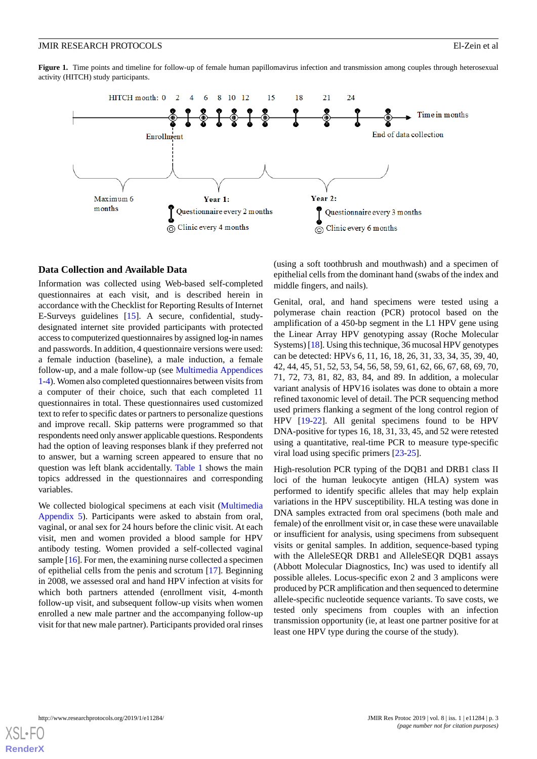**Figure 1.** Time points and timeline for follow-up of female human papillomavirus infection and transmission among couples through heterosexual activity (HITCH) study participants.

## Data Collection and Available Data

Information was collected using Web-based self-completed questionnaires at each visit, and is described herein in accordance with the Checklist for Reporting Results of Internet E-Surveys guidelines [15]. A secure, confidential, study-designated internet site provided participants with protected access to computerized questionnaires by assigned log-in names and passwords. In addition, 4 questionnaire versions were used: a female induction (baseline), a male induction, a female follow-up, and a male follow-up (see Multimedia Appendices 1-4). Women also completed questionnaires between visits from a computer of their choice, such that each completed 11 questionnaires in total. These questionnaires used customized text to refer to specific dates or partners to personalize questions and improve recall. Skip patterns were programmed so that respondents need only answer applicable questions. Respondents had the option of leaving responses blank if they preferred not to answer, but a warning screen appeared to ensure that no question was left blank accidentally. Table 1 shows the main topics addressed in the questionnaires and corresponding variables.

We collected biological specimens at each visit (Multimedia Appendix 5). Participants were asked to abstain from oral, vaginal, or anal sex for 24 hours before the clinic visit. At each visit, men and women provided a blood sample for HPV antibody testing. Women provided a self-collected vaginal sample [16]. For men, the examining nurse collected a specimen of epithelial cells from the penis and scrotum [17]. Beginning in 2008, we assessed oral and hand HPV infection at visits for which both partners attended (enrollment visit, 4-month follow-up visit, and subsequent follow-up visits when women enrolled a new male partner and the accompanying follow-up visit for that new male partner). Participants provided oral rinses (using a soft toothbrush and mouthwash) and a specimen of epithelial cells from the dominant hand (swabs of the index and middle fingers, and nails).

Genital, oral, and hand specimens were tested using a polymerase chain reaction (PCR) protocol based on the amplification of a 450-bp segment in the L1 HPV gene using the Linear Array HPV genotyping assay (Roche Molecular Systems) [18]. Using this technique, 36 mucosal HPV genotypes can be detected: HPVs 6, 11, 16, 18, 26, 31, 33, 34, 35, 39, 40, 42, 44, 45, 51, 52, 53, 54, 56, 58, 59, 61, 62, 66, 67, 68, 69, 70, 71, 72, 73, 81, 82, 83, 84, and 89. In addition, a molecular variant analysis of HPV16 isolates was done to obtain a more refined taxonomic level of detail. The PCR sequencing method used primers flanking a segment of the long control region of HPV [19-22]. All genital specimens found to be HPV DNA-positive for types 16, 18, 31, 33, 45, and 52 were retested using a quantitative, real-time PCR to measure type-specific viral load using specific primers [23-25].

High-resolution PCR typing of the DQB1 and DRB1 class II loci of the human leukocyte antigen (HLA) system was performed to identify specific alleles that may help explain variations in the HPV susceptibility. HLA testing was done in DNA samples extracted from oral specimens (both male and female) of the enrollment visit or, in case these were unavailable or insufficient for analysis, using specimens from subsequent visits or genital samples. In addition, sequence-based typing with the AlleleSEQR DRB1 and AlleleSEQR DQB1 assays (Abbott Molecular Diagnostics, Inc) was used to identify all possible alleles. Locus-specific exon 2 and 3 amplicons were produced by PCR amplification and then sequenced to determine allele-specific nucleotide sequence variants. To save costs, we tested only specimens from couples with an infection transmission opportunity (ie, at least one partner positive for at least one HPV type during the course of the study).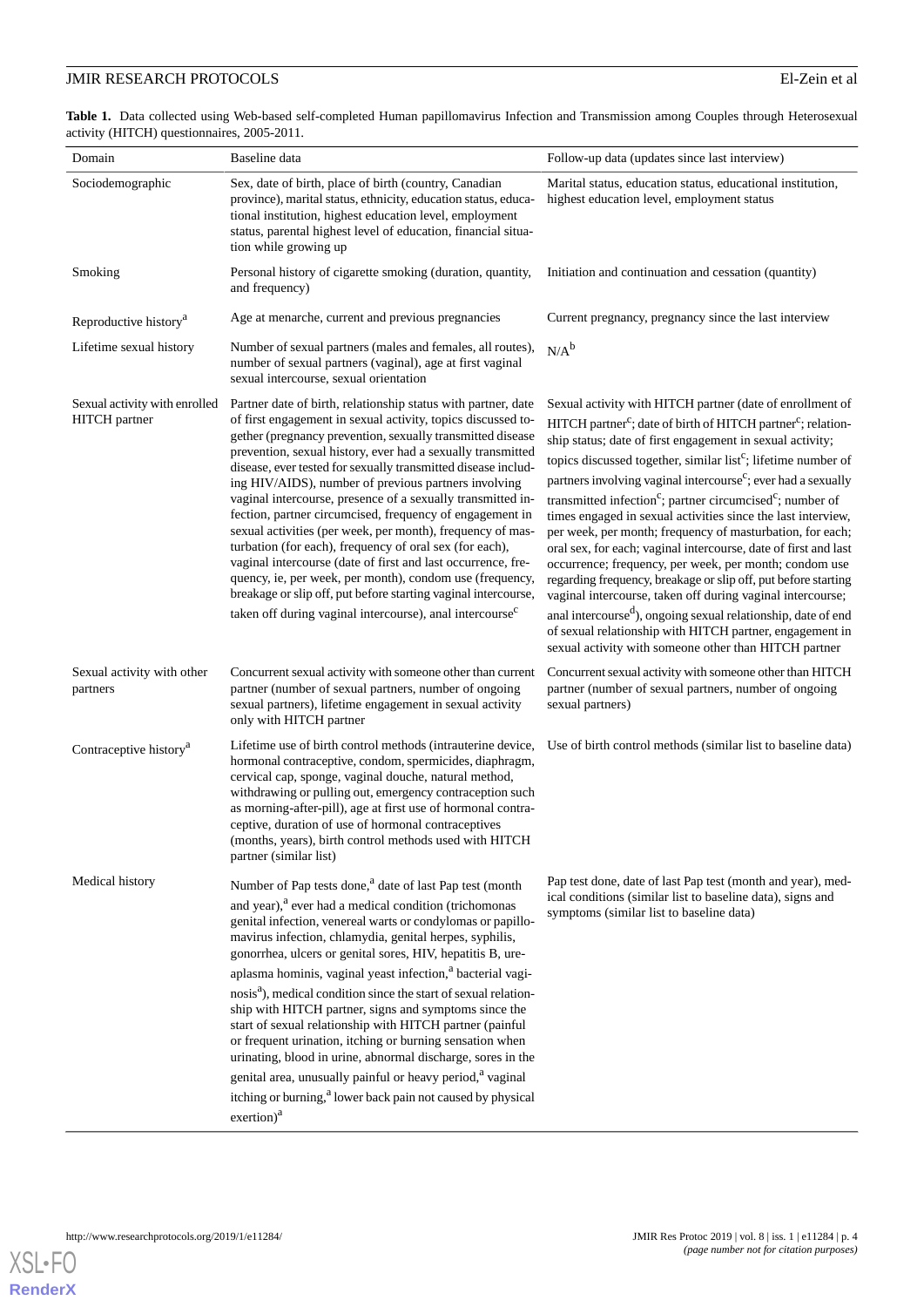**Table 1.** Data collected using Web-based self-completed Human papillomavirus Infection and Transmission among Couples through Heterosexual activity (HITCH) questionnaires, 2005-2011.

| Domain | Baseline data | Follow-up data (updates since last interview) |
| --- | --- | --- |
| Sociodemographic | Sex, date of birth, place of birth (country, Canadian province), marital status, ethnicity, education status, educational institution, highest education level, employment status, parental highest level of education, financial situation while growing up | Marital status, education status, educational institution, highest education level, employment status |
| Smoking | Personal history of cigarette smoking (duration, quantity, and frequency) | Initiation and continuation and cessation (quantity) |
| Reproductive history[a] | Age at menarche, current and previous pregnancies | Current pregnancy, pregnancy since the last interview |
| Lifetime sexual history | Number of sexual partners (males and females, all routes), number of sexual partners (vaginal), age at first vaginal sexual intercourse, sexual orientation | N/A[b] |
| Sexual activity with enrolled HITCH partner | Partner date of birth, relationship status with partner, date of first engagement in sexual activity, topics discussed together (pregnancy prevention, sexually transmitted disease prevention, sexual history, ever had a sexually transmitted disease, ever tested for sexually transmitted disease including HIV/AIDS), number of previous partners involving vaginal intercourse, presence of a sexually transmitted infection, partner circumcised, frequency of engagement in sexual activities (per week, per month), frequency of masturbation (for each), frequency of oral sex (for each), vaginal intercourse (date of first and last occurrence, frequency, ie, per week, per month), condom use (frequency, breakage or slip off, put before starting vaginal intercourse, taken off during vaginal intercourse), anal intercourse[c] | Sexual activity with HITCH partner (date of enrollment of HITCH partner[c]; date of birth of HITCH partner[c]; relationship status; date of first engagement in sexual activity; topics discussed together, similar list[c]; lifetime number of partners involving vaginal intercourse[c]; ever had a sexually transmitted infection[c]; partner circumcised[c]; number of times engaged in sexual activities since the last interview, per week, per month; frequency of masturbation, for each; oral sex, for each; vaginal intercourse, date of first and last occurrence; frequency, per week, per month; condom use regarding frequency, breakage or slip off, put before starting vaginal intercourse, taken off during vaginal intercourse; anal intercourse[d]), ongoing sexual relationship, date of end of sexual relationship with HITCH partner, engagement in sexual activity with someone other than HITCH partner |
| Sexual activity with other partners | Concurrent sexual activity with someone other than current partner (number of sexual partners, number of ongoing sexual partners), lifetime engagement in sexual activity only with HITCH partner | Concurrent sexual activity with someone other than HITCH partner (number of sexual partners, number of ongoing sexual partners) |
| Contraceptive history[a] | Lifetime use of birth control methods (intrauterine device, hormonal contraceptive, condom, spermicides, diaphragm, cervical cap, sponge, vaginal douche, natural method, withdrawing or pulling out, emergency contraception such as morning-after-pill), age at first use of hormonal contraceptive, duration of use of hormonal contraceptives (months, years), birth control methods used with HITCH partner (similar list) | Use of birth control methods (similar list to baseline data) |
| Medical history | Number of Pap tests done,[a] date of last Pap test (month and year),[a] ever had a medical condition (trichomonas genital infection, venereal warts or condylomas or papillomavirus infection, chlamydia, genital herpes, syphilis, gonorrhea, ulcers or genital sores, HIV, hepatitis B, ureaplasma hominis, vaginal yeast infection,[a] bacterial vaginosis[a]), medical condition since the start of sexual relationship with HITCH partner, signs and symptoms since the start of sexual relationship with HITCH partner (painful or frequent urination, itching or burning sensation when urinating, blood in urine, abnormal discharge, sores in the genital area, unusually painful or heavy period,[a] vaginal itching or burning,[a] lower back pain not caused by physical exertion)[a] | Pap test done, date of last Pap test (month and year), medical conditions (similar list to baseline data), signs and symptoms (similar list to baseline data) |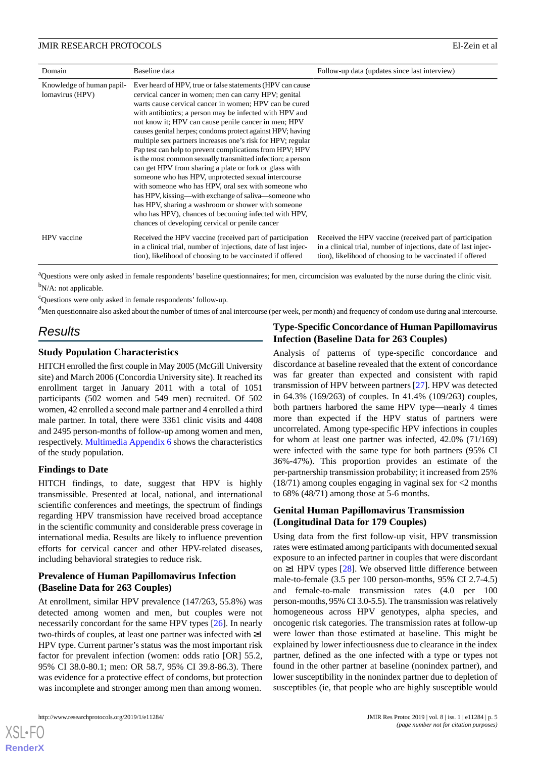| Domain | Baseline data | Follow-up data (updates since last interview) |
|---|---|---|
| Knowledge of human papillomavirus (HPV) | Ever heard of HPV, true or false statements (HPV can cause cervical cancer in women; men can carry HPV; genital warts cause cervical cancer in women; HPV can be cured with antibiotics; a person may be infected with HPV and not know it; HPV can cause penile cancer in men; HPV causes genital herpes; condoms protect against HPV; having multiple sex partners increases one's risk for HPV; regular Pap test can help to prevent complications from HPV; HPV is the most common sexually transmitted infection; a person can get HPV from sharing a plate or fork or glass with someone who has HPV, unprotected sexual intercourse with someone who has HPV, oral sex with someone who has HPV, kissing—with exchange of saliva—someone who has HPV, sharing a washroom or shower with someone who has HPV), chances of becoming infected with HPV, chances of developing cervical or penile cancer | |
| HPV vaccine | Received the HPV vaccine (received part of participation in a clinical trial, number of injections, date of last injection), likelihood of choosing to be vaccinated if offered | Received the HPV vaccine (received part of participation in a clinical trial, number of injections, date of last injection), likelihood of choosing to be vaccinated if offered |

[a]Questions were only asked in female respondents' baseline questionnaires; for men, circumcision was evaluated by the nurse during the clinic visit.

[b]N/A: not applicable.

[c]Questions were only asked in female respondents' follow-up.

[d]Men questionnaire also asked about the number of times of anal intercourse (per week, per month) and frequency of condom use during anal intercourse.

## Results

### Study Population Characteristics

HITCH enrolled the first couple in May 2005 (McGill University site) and March 2006 (Concordia University site). It reached its enrollment target in January 2011 with a total of 1051 participants (502 women and 549 men) recruited. Of 502 women, 42 enrolled a second male partner and 4 enrolled a third male partner. In total, there were 3361 clinic visits and 4408 and 2495 person-months of follow-up among women and men, respectively. Multimedia Appendix 6 shows the characteristics of the study population.

### Findings to Date

HITCH findings, to date, suggest that HPV is highly transmissible. Presented at local, national, and international scientific conferences and meetings, the spectrum of findings regarding HPV transmission have received broad acceptance in the scientific community and considerable press coverage in international media. Results are likely to influence prevention efforts for cervical cancer and other HPV-related diseases, including behavioral strategies to reduce risk.

### Prevalence of Human Papillomavirus Infection (Baseline Data for 263 Couples)

At enrollment, similar HPV prevalence (147/263, 55.8%) was detected among women and men, but couples were not necessarily concordant for the same HPV types [26]. In nearly two-thirds of couples, at least one partner was infected with ≥1 HPV type. Current partner's status was the most important risk factor for prevalent infection (women: odds ratio [OR] 55.2, 95% CI 38.0-80.1; men: OR 58.7, 95% CI 39.8-86.3). There was evidence for a protective effect of condoms, but protection was incomplete and stronger among men than among women.

### Type-Specific Concordance of Human Papillomavirus Infection (Baseline Data for 263 Couples)

Analysis of patterns of type-specific concordance and discordance at baseline revealed that the extent of concordance was far greater than expected and consistent with rapid transmission of HPV between partners [27]. HPV was detected in 64.3% (169/263) of couples. In 41.4% (109/263) couples, both partners harbored the same HPV type—nearly 4 times more than expected if the HPV status of partners were uncorrelated. Among type-specific HPV infections in couples for whom at least one partner was infected, 42.0% (71/169) were infected with the same type for both partners (95% CI 36%-47%). This proportion provides an estimate of the per-partnership transmission probability; it increased from 25% (18/71) among couples engaging in vaginal sex for <2 months to 68% (48/71) among those at 5-6 months.

### Genital Human Papillomavirus Transmission (Longitudinal Data for 179 Couples)

Using data from the first follow-up visit, HPV transmission rates were estimated among participants with documented sexual exposure to an infected partner in couples that were discordant on ≥1 HPV types [28]. We observed little difference between male-to-female (3.5 per 100 person-months, 95% CI 2.7-4.5) and female-to-male transmission rates (4.0 per 100 person-months, 95% CI 3.0-5.5). The transmission was relatively homogeneous across HPV genotypes, alpha species, and oncogenic risk categories. The transmission rates at follow-up were lower than those estimated at baseline. This might be explained by lower infectiousness due to clearance in the index partner, defined as the one infected with a type or types not found in the other partner at baseline (nonindex partner), and lower susceptibility in the nonindex partner due to depletion of susceptibles (ie, that people who are highly susceptible would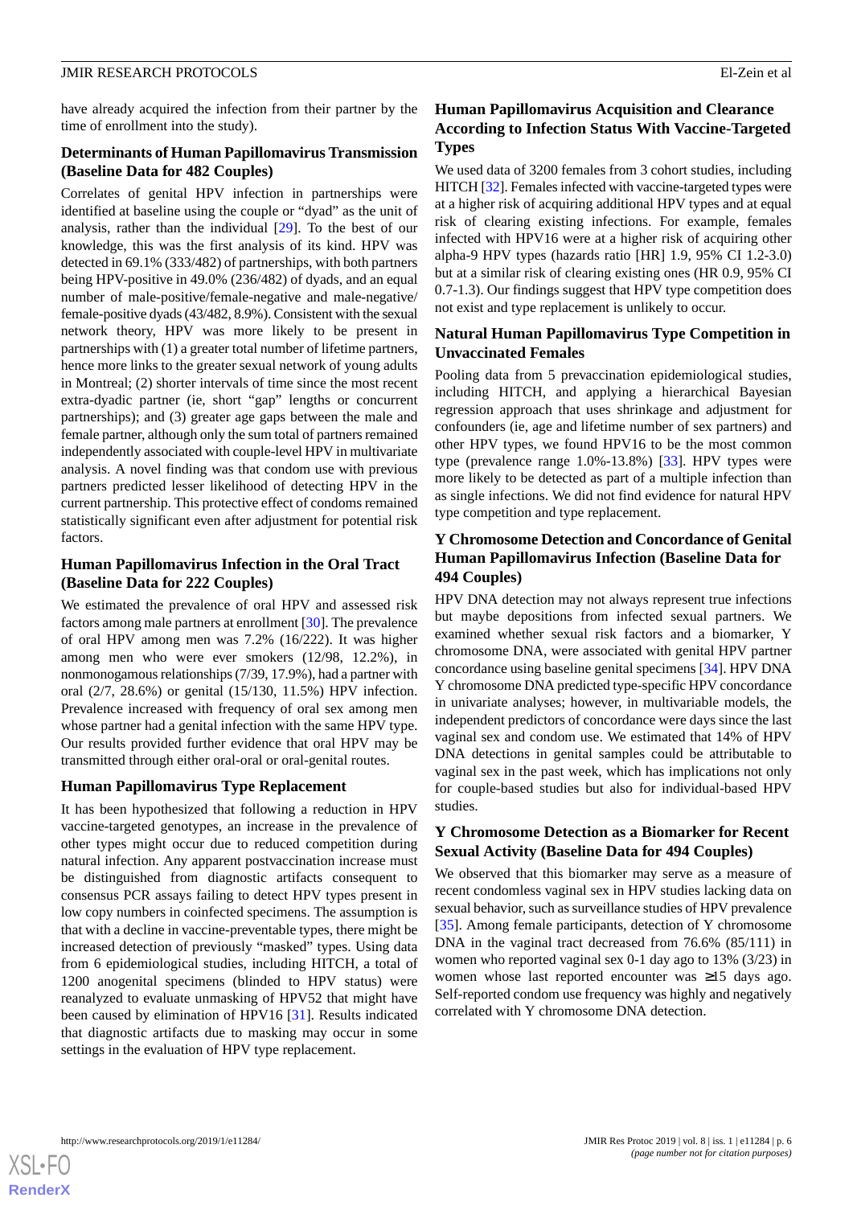have already acquired the infection from their partner by the time of enrollment into the study).

### Determinants of Human Papillomavirus Transmission (Baseline Data for 482 Couples)

Correlates of genital HPV infection in partnerships were identified at baseline using the couple or "dyad" as the unit of analysis, rather than the individual [29]. To the best of our knowledge, this was the first analysis of its kind. HPV was detected in 69.1% (333/482) of partnerships, with both partners being HPV-positive in 49.0% (236/482) of dyads, and an equal number of male-positive/female-negative and male-negative/female-positive dyads (43/482, 8.9%). Consistent with the sexual network theory, HPV was more likely to be present in partnerships with (1) a greater total number of lifetime partners, hence more links to the greater sexual network of young adults in Montreal; (2) shorter intervals of time since the most recent extra-dyadic partner (ie, short "gap" lengths or concurrent partnerships); and (3) greater age gaps between the male and female partner, although only the sum total of partners remained independently associated with couple-level HPV in multivariate analysis. A novel finding was that condom use with previous partners predicted lesser likelihood of detecting HPV in the current partnership. This protective effect of condoms remained statistically significant even after adjustment for potential risk factors.

### Human Papillomavirus Infection in the Oral Tract (Baseline Data for 222 Couples)

We estimated the prevalence of oral HPV and assessed risk factors among male partners at enrollment [30]. The prevalence of oral HPV among men was 7.2% (16/222). It was higher among men who were ever smokers (12/98, 12.2%), in nonmonogamous relationships (7/39, 17.9%), had a partner with oral (2/7, 28.6%) or genital (15/130, 11.5%) HPV infection. Prevalence increased with frequency of oral sex among men whose partner had a genital infection with the same HPV type. Our results provided further evidence that oral HPV may be transmitted through either oral-oral or oral-genital routes.

### Human Papillomavirus Type Replacement

It has been hypothesized that following a reduction in HPV vaccine-targeted genotypes, an increase in the prevalence of other types might occur due to reduced competition during natural infection. Any apparent postvaccination increase must be distinguished from diagnostic artifacts consequent to consensus PCR assays failing to detect HPV types present in low copy numbers in coinfected specimens. The assumption is that with a decline in vaccine-preventable types, there might be increased detection of previously "masked" types. Using data from 6 epidemiological studies, including HITCH, a total of 1200 anogenital specimens (blinded to HPV status) were reanalyzed to evaluate unmasking of HPV52 that might have been caused by elimination of HPV16 [31]. Results indicated that diagnostic artifacts due to masking may occur in some settings in the evaluation of HPV type replacement.

### Human Papillomavirus Acquisition and Clearance According to Infection Status With Vaccine-Targeted Types

We used data of 3200 females from 3 cohort studies, including HITCH [32]. Females infected with vaccine-targeted types were at a higher risk of acquiring additional HPV types and at equal risk of clearing existing infections. For example, females infected with HPV16 were at a higher risk of acquiring other alpha-9 HPV types (hazards ratio [HR] 1.9, 95% CI 1.2-3.0) but at a similar risk of clearing existing ones (HR 0.9, 95% CI 0.7-1.3). Our findings suggest that HPV type competition does not exist and type replacement is unlikely to occur.

### Natural Human Papillomavirus Type Competition in Unvaccinated Females

Pooling data from 5 prevaccination epidemiological studies, including HITCH, and applying a hierarchical Bayesian regression approach that uses shrinkage and adjustment for confounders (ie, age and lifetime number of sex partners) and other HPV types, we found HPV16 to be the most common type (prevalence range 1.0%-13.8%) [33]. HPV types were more likely to be detected as part of a multiple infection than as single infections. We did not find evidence for natural HPV type competition and type replacement.

### Y Chromosome Detection and Concordance of Genital Human Papillomavirus Infection (Baseline Data for 494 Couples)

HPV DNA detection may not always represent true infections but maybe depositions from infected sexual partners. We examined whether sexual risk factors and a biomarker, Y chromosome DNA, were associated with genital HPV partner concordance using baseline genital specimens [34]. HPV DNA Y chromosome DNA predicted type-specific HPV concordance in univariate analyses; however, in multivariable models, the independent predictors of concordance were days since the last vaginal sex and condom use. We estimated that 14% of HPV DNA detections in genital samples could be attributable to vaginal sex in the past week, which has implications not only for couple-based studies but also for individual-based HPV studies.

### Y Chromosome Detection as a Biomarker for Recent Sexual Activity (Baseline Data for 494 Couples)

We observed that this biomarker may serve as a measure of recent condomless vaginal sex in HPV studies lacking data on sexual behavior, such as surveillance studies of HPV prevalence [35]. Among female participants, detection of Y chromosome DNA in the vaginal tract decreased from 76.6% (85/111) in women who reported vaginal sex 0-1 day ago to 13% (3/23) in women whose last reported encounter was ≥15 days ago. Self-reported condom use frequency was highly and negatively correlated with Y chromosome DNA detection.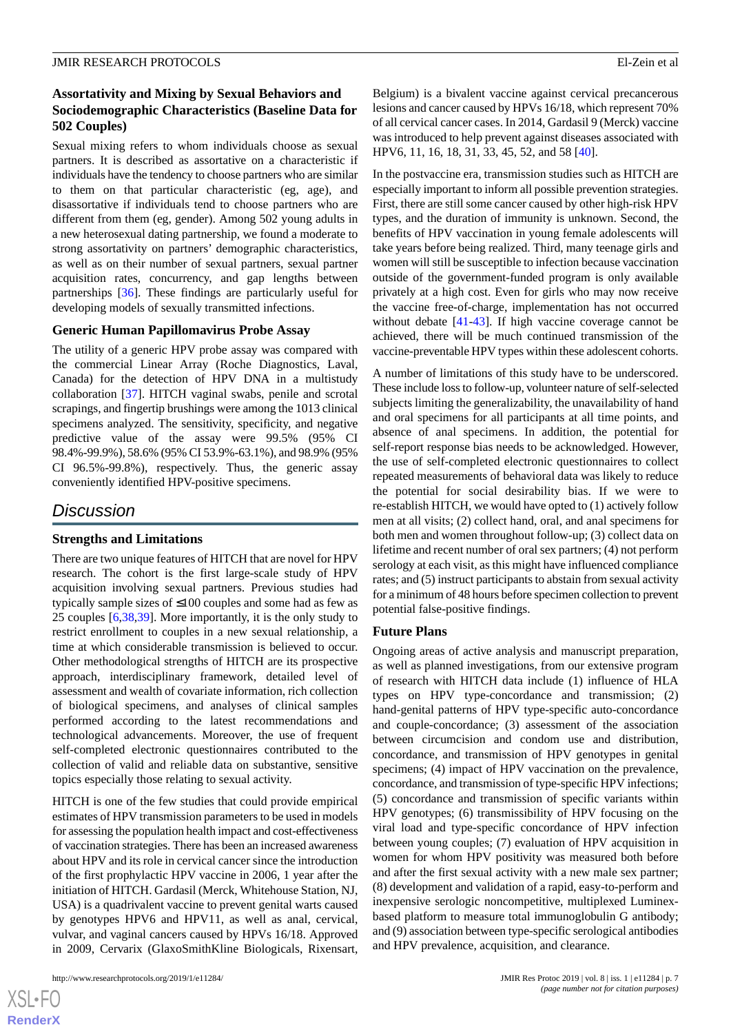### Assortativity and Mixing by Sexual Behaviors and Sociodemographic Characteristics (Baseline Data for 502 Couples)

Sexual mixing refers to whom individuals choose as sexual partners. It is described as assortative on a characteristic if individuals have the tendency to choose partners who are similar to them on that particular characteristic (eg, age), and disassortative if individuals tend to choose partners who are different from them (eg, gender). Among 502 young adults in a new heterosexual dating partnership, we found a moderate to strong assortativity on partners' demographic characteristics, as well as on their number of sexual partners, sexual partner acquisition rates, concurrency, and gap lengths between partnerships [36]. These findings are particularly useful for developing models of sexually transmitted infections.

### Generic Human Papillomavirus Probe Assay

The utility of a generic HPV probe assay was compared with the commercial Linear Array (Roche Diagnostics, Laval, Canada) for the detection of HPV DNA in a multistudy collaboration [37]. HITCH vaginal swabs, penile and scrotal scrapings, and fingertip brushings were among the 1013 clinical specimens analyzed. The sensitivity, specificity, and negative predictive value of the assay were 99.5% (95% CI 98.4%-99.9%), 58.6% (95% CI 53.9%-63.1%), and 98.9% (95% CI 96.5%-99.8%), respectively. Thus, the generic assay conveniently identified HPV-positive specimens.

## Discussion

### Strengths and Limitations

There are two unique features of HITCH that are novel for HPV research. The cohort is the first large-scale study of HPV acquisition involving sexual partners. Previous studies had typically sample sizes of ≤100 couples and some had as few as 25 couples [6,38,39]. More importantly, it is the only study to restrict enrollment to couples in a new sexual relationship, a time at which considerable transmission is believed to occur. Other methodological strengths of HITCH are its prospective approach, interdisciplinary framework, detailed level of assessment and wealth of covariate information, rich collection of biological specimens, and analyses of clinical samples performed according to the latest recommendations and technological advancements. Moreover, the use of frequent self-completed electronic questionnaires contributed to the collection of valid and reliable data on substantive, sensitive topics especially those relating to sexual activity.

HITCH is one of the few studies that could provide empirical estimates of HPV transmission parameters to be used in models for assessing the population health impact and cost-effectiveness of vaccination strategies. There has been an increased awareness about HPV and its role in cervical cancer since the introduction of the first prophylactic HPV vaccine in 2006, 1 year after the initiation of HITCH. Gardasil (Merck, Whitehouse Station, NJ, USA) is a quadrivalent vaccine to prevent genital warts caused by genotypes HPV6 and HPV11, as well as anal, cervical, vulvar, and vaginal cancers caused by HPVs 16/18. Approved in 2009, Cervarix (GlaxoSmithKline Biologicals, Rixensart, Belgium) is a bivalent vaccine against cervical precancerous lesions and cancer caused by HPVs 16/18, which represent 70% of all cervical cancer cases. In 2014, Gardasil 9 (Merck) vaccine was introduced to help prevent against diseases associated with HPV6, 11, 16, 18, 31, 33, 45, 52, and 58 [40].

In the postvaccine era, transmission studies such as HITCH are especially important to inform all possible prevention strategies. First, there are still some cancer caused by other high-risk HPV types, and the duration of immunity is unknown. Second, the benefits of HPV vaccination in young female adolescents will take years before being realized. Third, many teenage girls and women will still be susceptible to infection because vaccination outside of the government-funded program is only available privately at a high cost. Even for girls who may now receive the vaccine free-of-charge, implementation has not occurred without debate [41-43]. If high vaccine coverage cannot be achieved, there will be much continued transmission of the vaccine-preventable HPV types within these adolescent cohorts.

A number of limitations of this study have to be underscored. These include loss to follow-up, volunteer nature of self-selected subjects limiting the generalizability, the unavailability of hand and oral specimens for all participants at all time points, and absence of anal specimens. In addition, the potential for self-report response bias needs to be acknowledged. However, the use of self-completed electronic questionnaires to collect repeated measurements of behavioral data was likely to reduce the potential for social desirability bias. If we were to re-establish HITCH, we would have opted to (1) actively follow men at all visits; (2) collect hand, oral, and anal specimens for both men and women throughout follow-up; (3) collect data on lifetime and recent number of oral sex partners; (4) not perform serology at each visit, as this might have influenced compliance rates; and (5) instruct participants to abstain from sexual activity for a minimum of 48 hours before specimen collection to prevent potential false-positive findings.

### Future Plans

Ongoing areas of active analysis and manuscript preparation, as well as planned investigations, from our extensive program of research with HITCH data include (1) influence of HLA types on HPV type-concordance and transmission; (2) hand-genital patterns of HPV type-specific auto-concordance and couple-concordance; (3) assessment of the association between circumcision and condom use and distribution, concordance, and transmission of HPV genotypes in genital specimens; (4) impact of HPV vaccination on the prevalence, concordance, and transmission of type-specific HPV infections; (5) concordance and transmission of specific variants within HPV genotypes; (6) transmissibility of HPV focusing on the viral load and type-specific concordance of HPV infection between young couples; (7) evaluation of HPV acquisition in women for whom HPV positivity was measured both before and after the first sexual activity with a new male sex partner; (8) development and validation of a rapid, easy-to-perform and inexpensive serologic noncompetitive, multiplexed Luminex-based platform to measure total immunoglobulin G antibody; and (9) association between type-specific serological antibodies and HPV prevalence, acquisition, and clearance.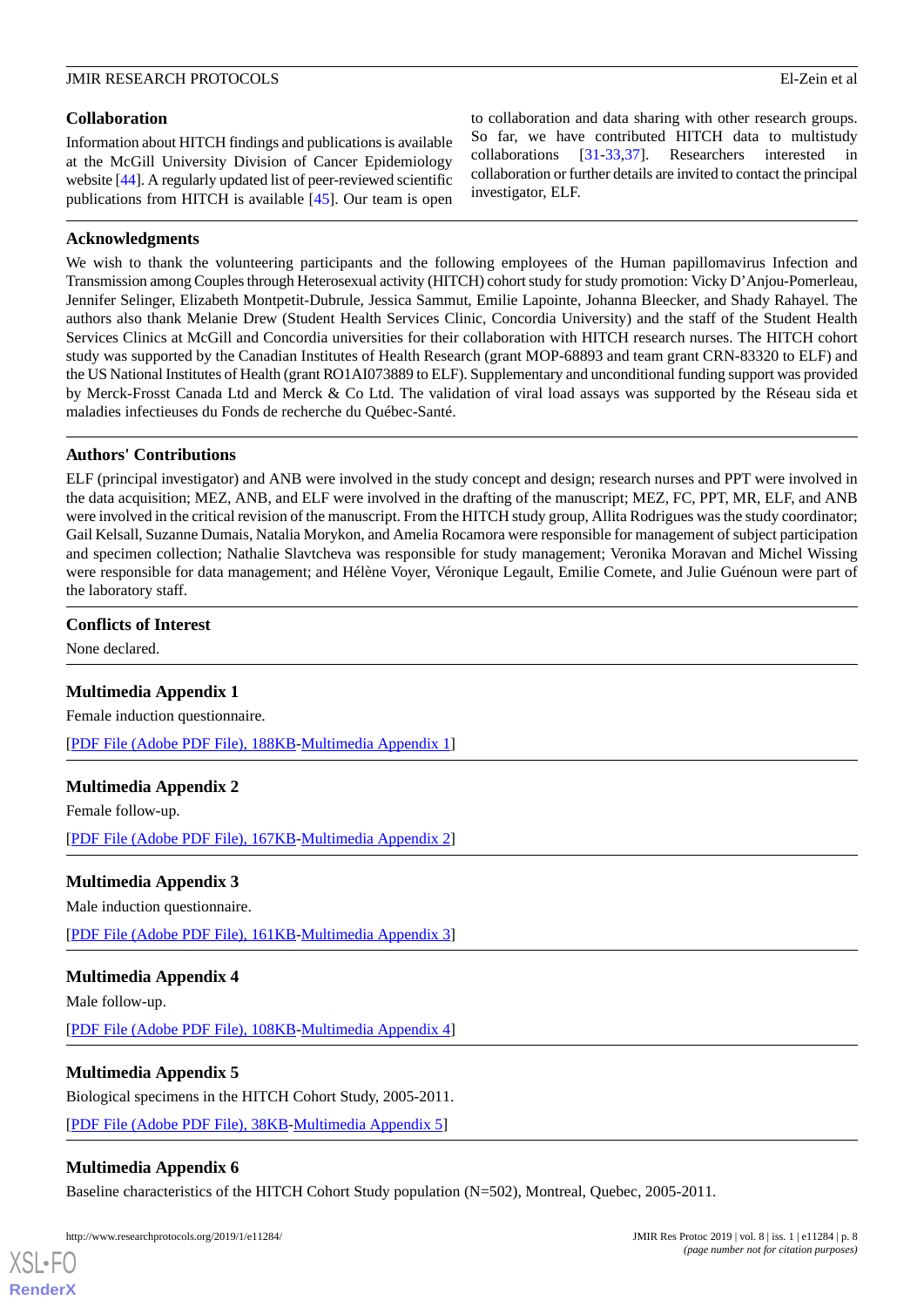## Collaboration

Information about HITCH findings and publications is available at the McGill University Division of Cancer Epidemiology website [44]. A regularly updated list of peer-reviewed scientific publications from HITCH is available [45]. Our team is open to collaboration and data sharing with other research groups. So far, we have contributed HITCH data to multistudy collaborations [31-33,37]. Researchers interested in collaboration or further details are invited to contact the principal investigator, ELF.

## Acknowledgments

We wish to thank the volunteering participants and the following employees of the Human papillomavirus Infection and Transmission among Couples through Heterosexual activity (HITCH) cohort study for study promotion: Vicky D'Anjou-Pomerleau, Jennifer Selinger, Elizabeth Montpetit-Dubrule, Jessica Sammut, Emilie Lapointe, Johanna Bleecker, and Shady Rahayel. The authors also thank Melanie Drew (Student Health Services Clinic, Concordia University) and the staff of the Student Health Services Clinics at McGill and Concordia universities for their collaboration with HITCH research nurses. The HITCH cohort study was supported by the Canadian Institutes of Health Research (grant MOP-68893 and team grant CRN-83320 to ELF) and the US National Institutes of Health (grant RO1AI073889 to ELF). Supplementary and unconditional funding support was provided by Merck-Frosst Canada Ltd and Merck & Co Ltd. The validation of viral load assays was supported by the Réseau sida et maladies infectieuses du Fonds de recherche du Québec-Santé.

## Authors' Contributions

ELF (principal investigator) and ANB were involved in the study concept and design; research nurses and PPT were involved in the data acquisition; MEZ, ANB, and ELF were involved in the drafting of the manuscript; MEZ, FC, PPT, MR, ELF, and ANB were involved in the critical revision of the manuscript. From the HITCH study group, Allita Rodrigues was the study coordinator; Gail Kelsall, Suzanne Dumais, Natalia Morykon, and Amelia Rocamora were responsible for management of subject participation and specimen collection; Nathalie Slavtcheva was responsible for study management; Veronika Moravan and Michel Wissing were responsible for data management; and Hélène Voyer, Véronique Legault, Emilie Comete, and Julie Guénoun were part of the laboratory staff.

## Conflicts of Interest

None declared.

## Multimedia Appendix 1

Female induction questionnaire.

[PDF File (Adobe PDF File), 188KB-Multimedia Appendix 1]

## Multimedia Appendix 2

Female follow-up.

[PDF File (Adobe PDF File), 167KB-Multimedia Appendix 2]

## Multimedia Appendix 3

Male induction questionnaire.

[PDF File (Adobe PDF File), 161KB-Multimedia Appendix 3]

## Multimedia Appendix 4

Male follow-up.

[PDF File (Adobe PDF File), 108KB-Multimedia Appendix 4]

## Multimedia Appendix 5

Biological specimens in the HITCH Cohort Study, 2005-2011.

[PDF File (Adobe PDF File), 38KB-Multimedia Appendix 5]

## Multimedia Appendix 6

Baseline characteristics of the HITCH Cohort Study population (N=502), Montreal, Quebec, 2005-2011.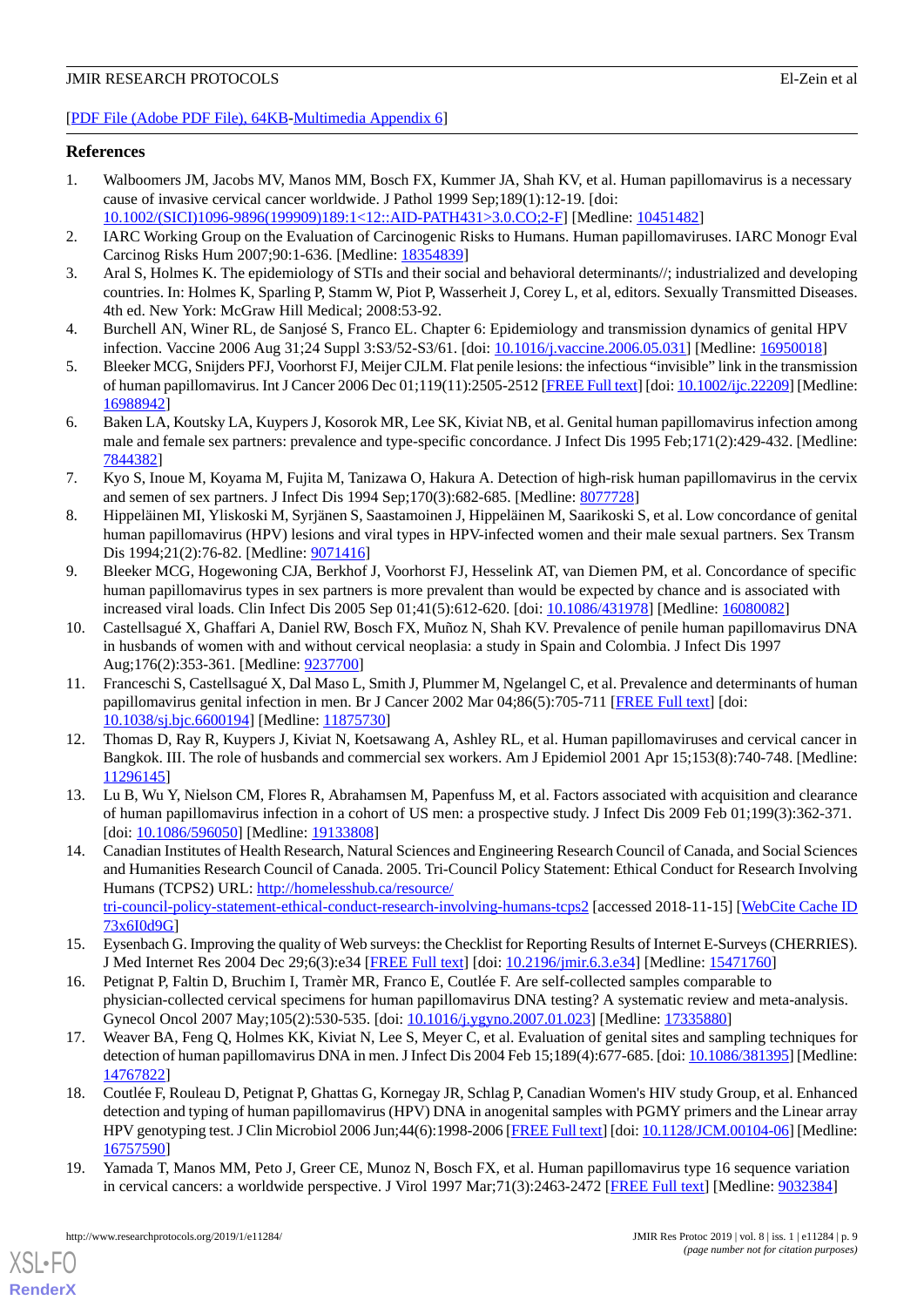[PDF File (Adobe PDF File), 64KB-Multimedia Appendix 6]

## References

1. Walboomers JM, Jacobs MV, Manos MM, Bosch FX, Kummer JA, Shah KV, et al. Human papillomavirus is a necessary cause of invasive cervical cancer worldwide. J Pathol 1999 Sep;189(1):12-19. [doi: 10.1002/(SICI)1096-9896(199909)189:1<12::AID-PATH431>3.0.CO;2-F] [Medline: 10451482]
2. IARC Working Group on the Evaluation of Carcinogenic Risks to Humans. Human papillomaviruses. IARC Monogr Eval Carcinog Risks Hum 2007;90:1-636. [Medline: 18354839]
3. Aral S, Holmes K. The epidemiology of STIs and their social and behavioral determinants//; industrialized and developing countries. In: Holmes K, Sparling P, Stamm W, Piot P, Wasserheit J, Corey L, et al, editors. Sexually Transmitted Diseases. 4th ed. New York: McGraw Hill Medical; 2008:53-92.
4. Burchell AN, Winer RL, de Sanjosé S, Franco EL. Chapter 6: Epidemiology and transmission dynamics of genital HPV infection. Vaccine 2006 Aug 31;24 Suppl 3:S3/52-S3/61. [doi: 10.1016/j.vaccine.2006.05.031] [Medline: 16950018]
5. Bleeker MCG, Snijders PFJ, Voorhorst FJ, Meijer CJLM. Flat penile lesions: the infectious "invisible" link in the transmission of human papillomavirus. Int J Cancer 2006 Dec 01;119(11):2505-2512 [FREE Full text] [doi: 10.1002/ijc.22209] [Medline: 16988942]
6. Baken LA, Koutsky LA, Kuypers J, Kosorok MR, Lee SK, Kiviat NB, et al. Genital human papillomavirus infection among male and female sex partners: prevalence and type-specific concordance. J Infect Dis 1995 Feb;171(2):429-432. [Medline: 7844382]
7. Kyo S, Inoue M, Koyama M, Fujita M, Tanizawa O, Hakura A. Detection of high-risk human papillomavirus in the cervix and semen of sex partners. J Infect Dis 1994 Sep;170(3):682-685. [Medline: 8077728]
8. Hippeläinen MI, Yliskoski M, Syrjänen S, Saastamoinen J, Hippeläinen M, Saarikoski S, et al. Low concordance of genital human papillomavirus (HPV) lesions and viral types in HPV-infected women and their male sexual partners. Sex Transm Dis 1994;21(2):76-82. [Medline: 9071416]
9. Bleeker MCG, Hogewoning CJA, Berkhof J, Voorhorst FJ, Hesselink AT, van Diemen PM, et al. Concordance of specific human papillomavirus types in sex partners is more prevalent than would be expected by chance and is associated with increased viral loads. Clin Infect Dis 2005 Sep 01;41(5):612-620. [doi: 10.1086/431978] [Medline: 16080082]
10. Castellsagué X, Ghaffari A, Daniel RW, Bosch FX, Muñoz N, Shah KV. Prevalence of penile human papillomavirus DNA in husbands of women with and without cervical neoplasia: a study in Spain and Colombia. J Infect Dis 1997 Aug;176(2):353-361. [Medline: 9237700]
11. Franceschi S, Castellsagué X, Dal Maso L, Smith J, Plummer M, Ngelangel C, et al. Prevalence and determinants of human papillomavirus genital infection in men. Br J Cancer 2002 Mar 04;86(5):705-711 [FREE Full text] [doi: 10.1038/sj.bjc.6600194] [Medline: 11875730]
12. Thomas D, Ray R, Kuypers J, Kiviat N, Koetsawang A, Ashley RL, et al. Human papillomaviruses and cervical cancer in Bangkok. III. The role of husbands and commercial sex workers. Am J Epidemiol 2001 Apr 15;153(8):740-748. [Medline: 11296145]
13. Lu B, Wu Y, Nielson CM, Flores R, Abrahamsen M, Papenfuss M, et al. Factors associated with acquisition and clearance of human papillomavirus infection in a cohort of US men: a prospective study. J Infect Dis 2009 Feb 01;199(3):362-371. [doi: 10.1086/596050] [Medline: 19133808]
14. Canadian Institutes of Health Research, Natural Sciences and Engineering Research Council of Canada, and Social Sciences and Humanities Research Council of Canada. 2005. Tri-Council Policy Statement: Ethical Conduct for Research Involving Humans (TCPS2) URL: http://homelesshub.ca/resource/tri-council-policy-statement-ethical-conduct-research-involving-humans-tcps2 [accessed 2018-11-15] [WebCite Cache ID 73x6I0d9G]
15. Eysenbach G. Improving the quality of Web surveys: the Checklist for Reporting Results of Internet E-Surveys (CHERRIES). J Med Internet Res 2004 Dec 29;6(3):e34 [FREE Full text] [doi: 10.2196/jmir.6.3.e34] [Medline: 15471760]
16. Petignat P, Faltin D, Bruchim I, Tramèr MR, Franco E, Coutlée F. Are self-collected samples comparable to physician-collected cervical specimens for human papillomavirus DNA testing? A systematic review and meta-analysis. Gynecol Oncol 2007 May;105(2):530-535. [doi: 10.1016/j.ygyno.2007.01.023] [Medline: 17335880]
17. Weaver BA, Feng Q, Holmes KK, Kiviat N, Lee S, Meyer C, et al. Evaluation of genital sites and sampling techniques for detection of human papillomavirus DNA in men. J Infect Dis 2004 Feb 15;189(4):677-685. [doi: 10.1086/381395] [Medline: 14767822]
18. Coutlée F, Rouleau D, Petignat P, Ghattas G, Kornegay JR, Schlag P, Canadian Women's HIV study Group, et al. Enhanced detection and typing of human papillomavirus (HPV) DNA in anogenital samples with PGMY primers and the Linear array HPV genotyping test. J Clin Microbiol 2006 Jun;44(6):1998-2006 [FREE Full text] [doi: 10.1128/JCM.00104-06] [Medline: 16757590]
19. Yamada T, Manos MM, Peto J, Greer CE, Munoz N, Bosch FX, et al. Human papillomavirus type 16 sequence variation in cervical cancers: a worldwide perspective. J Virol 1997 Mar;71(3):2463-2472 [FREE Full text] [Medline: 9032384]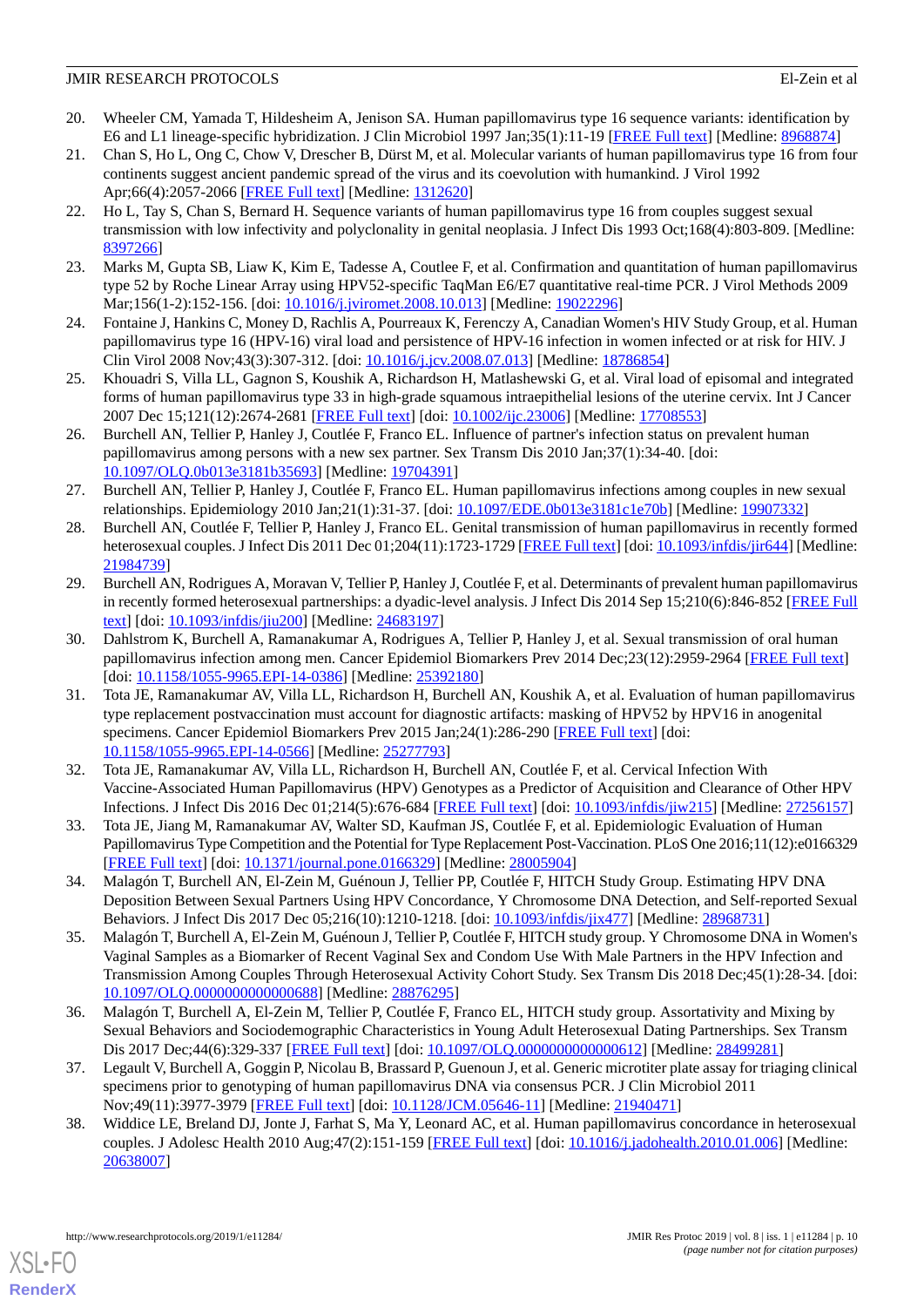20. Wheeler CM, Yamada T, Hildesheim A, Jenison SA. Human papillomavirus type 16 sequence variants: identification by E6 and L1 lineage-specific hybridization. J Clin Microbiol 1997 Jan;35(1):11-19 [FREE Full text] [Medline: 8968874]
21. Chan S, Ho L, Ong C, Chow V, Drescher B, Dürst M, et al. Molecular variants of human papillomavirus type 16 from four continents suggest ancient pandemic spread of the virus and its coevolution with humankind. J Virol 1992 Apr;66(4):2057-2066 [FREE Full text] [Medline: 1312620]
22. Ho L, Tay S, Chan S, Bernard H. Sequence variants of human papillomavirus type 16 from couples suggest sexual transmission with low infectivity and polyclonality in genital neoplasia. J Infect Dis 1993 Oct;168(4):803-809. [Medline: 8397266]
23. Marks M, Gupta SB, Liaw K, Kim E, Tadesse A, Coutlee F, et al. Confirmation and quantitation of human papillomavirus type 52 by Roche Linear Array using HPV52-specific TaqMan E6/E7 quantitative real-time PCR. J Virol Methods 2009 Mar;156(1-2):152-156. [doi: 10.1016/j.jviromet.2008.10.013] [Medline: 19022296]
24. Fontaine J, Hankins C, Money D, Rachlis A, Pourreaux K, Ferenczy A, Canadian Women's HIV Study Group, et al. Human papillomavirus type 16 (HPV-16) viral load and persistence of HPV-16 infection in women infected or at risk for HIV. J Clin Virol 2008 Nov;43(3):307-312. [doi: 10.1016/j.jcv.2008.07.013] [Medline: 18786854]
25. Khouadri S, Villa LL, Gagnon S, Koushik A, Richardson H, Matlashewski G, et al. Viral load of episomal and integrated forms of human papillomavirus type 33 in high-grade squamous intraepithelial lesions of the uterine cervix. Int J Cancer 2007 Dec 15;121(12):2674-2681 [FREE Full text] [doi: 10.1002/ijc.23006] [Medline: 17708553]
26. Burchell AN, Tellier P, Hanley J, Coutlée F, Franco EL. Influence of partner's infection status on prevalent human papillomavirus among persons with a new sex partner. Sex Transm Dis 2010 Jan;37(1):34-40. [doi: 10.1097/OLQ.0b013e3181b35693] [Medline: 19704391]
27. Burchell AN, Tellier P, Hanley J, Coutlée F, Franco EL. Human papillomavirus infections among couples in new sexual relationships. Epidemiology 2010 Jan;21(1):31-37. [doi: 10.1097/EDE.0b013e3181c1e70b] [Medline: 19907332]
28. Burchell AN, Coutlée F, Tellier P, Hanley J, Franco EL. Genital transmission of human papillomavirus in recently formed heterosexual couples. J Infect Dis 2011 Dec 01;204(11):1723-1729 [FREE Full text] [doi: 10.1093/infdis/jir644] [Medline: 21984739]
29. Burchell AN, Rodrigues A, Moravan V, Tellier P, Hanley J, Coutlée F, et al. Determinants of prevalent human papillomavirus in recently formed heterosexual partnerships: a dyadic-level analysis. J Infect Dis 2014 Sep 15;210(6):846-852 [FREE Full text] [doi: 10.1093/infdis/jiu200] [Medline: 24683197]
30. Dahlstrom K, Burchell A, Ramanakumar A, Rodrigues A, Tellier P, Hanley J, et al. Sexual transmission of oral human papillomavirus infection among men. Cancer Epidemiol Biomarkers Prev 2014 Dec;23(12):2959-2964 [FREE Full text] [doi: 10.1158/1055-9965.EPI-14-0386] [Medline: 25392180]
31. Tota JE, Ramanakumar AV, Villa LL, Richardson H, Burchell AN, Koushik A, et al. Evaluation of human papillomavirus type replacement postvaccination must account for diagnostic artifacts: masking of HPV52 by HPV16 in anogenital specimens. Cancer Epidemiol Biomarkers Prev 2015 Jan;24(1):286-290 [FREE Full text] [doi: 10.1158/1055-9965.EPI-14-0566] [Medline: 25277793]
32. Tota JE, Ramanakumar AV, Villa LL, Richardson H, Burchell AN, Coutlée F, et al. Cervical Infection With Vaccine-Associated Human Papillomavirus (HPV) Genotypes as a Predictor of Acquisition and Clearance of Other HPV Infections. J Infect Dis 2016 Dec 01;214(5):676-684 [FREE Full text] [doi: 10.1093/infdis/jiw215] [Medline: 27256157]
33. Tota JE, Jiang M, Ramanakumar AV, Walter SD, Kaufman JS, Coutlée F, et al. Epidemiologic Evaluation of Human Papillomavirus Type Competition and the Potential for Type Replacement Post-Vaccination. PLoS One 2016;11(12):e0166329 [FREE Full text] [doi: 10.1371/journal.pone.0166329] [Medline: 28005904]
34. Malagón T, Burchell AN, El-Zein M, Guénoun J, Tellier PP, Coutlée F, HITCH Study Group. Estimating HPV DNA Deposition Between Sexual Partners Using HPV Concordance, Y Chromosome DNA Detection, and Self-reported Sexual Behaviors. J Infect Dis 2017 Dec 05;216(10):1210-1218. [doi: 10.1093/infdis/jix477] [Medline: 28968731]
35. Malagón T, Burchell A, El-Zein M, Guénoun J, Tellier P, Coutlée F, HITCH study group. Y Chromosome DNA in Women's Vaginal Samples as a Biomarker of Recent Vaginal Sex and Condom Use With Male Partners in the HPV Infection and Transmission Among Couples Through Heterosexual Activity Cohort Study. Sex Transm Dis 2018 Dec;45(1):28-34. [doi: 10.1097/OLQ.0000000000000688] [Medline: 28876295]
36. Malagón T, Burchell A, El-Zein M, Tellier P, Coutlée F, Franco EL, HITCH study group. Assortativity and Mixing by Sexual Behaviors and Sociodemographic Characteristics in Young Adult Heterosexual Dating Partnerships. Sex Transm Dis 2017 Dec;44(6):329-337 [FREE Full text] [doi: 10.1097/OLQ.0000000000000612] [Medline: 28499281]
37. Legault V, Burchell A, Goggin P, Nicolau B, Brassard P, Guenoun J, et al. Generic microtiter plate assay for triaging clinical specimens prior to genotyping of human papillomavirus DNA via consensus PCR. J Clin Microbiol 2011 Nov;49(11):3977-3979 [FREE Full text] [doi: 10.1128/JCM.05646-11] [Medline: 21940471]
38. Widdice LE, Breland DJ, Jonte J, Farhat S, Ma Y, Leonard AC, et al. Human papillomavirus concordance in heterosexual couples. J Adolesc Health 2010 Aug;47(2):151-159 [FREE Full text] [doi: 10.1016/j.jadohealth.2010.01.006] [Medline: 20638007]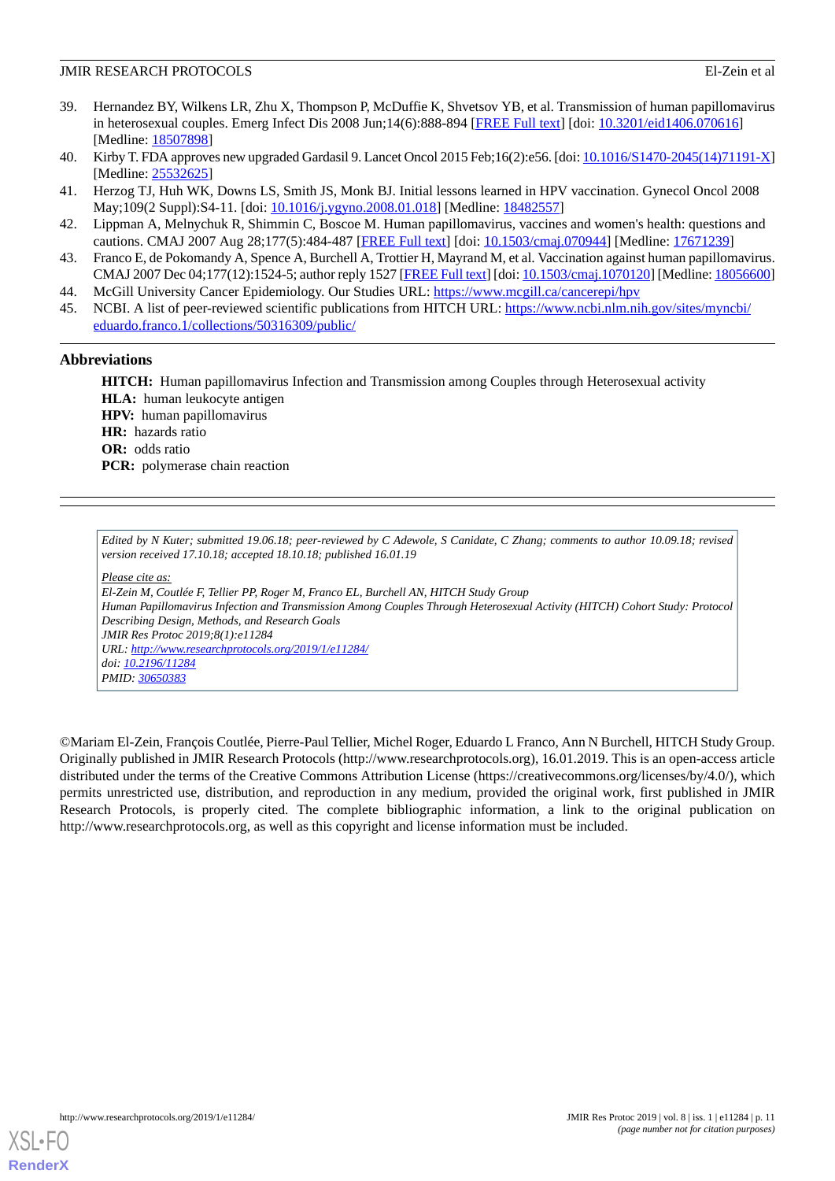39. Hernandez BY, Wilkens LR, Zhu X, Thompson P, McDuffie K, Shvetsov YB, et al. Transmission of human papillomavirus in heterosexual couples. Emerg Infect Dis 2008 Jun;14(6):888-894 [FREE Full text] [doi: 10.3201/eid1406.070616] [Medline: 18507898]
40. Kirby T. FDA approves new upgraded Gardasil 9. Lancet Oncol 2015 Feb;16(2):e56. [doi: 10.1016/S1470-2045(14)71191-X] [Medline: 25532625]
41. Herzog TJ, Huh WK, Downs LS, Smith JS, Monk BJ. Initial lessons learned in HPV vaccination. Gynecol Oncol 2008 May;109(2 Suppl):S4-11. [doi: 10.1016/j.ygyno.2008.01.018] [Medline: 18482557]
42. Lippman A, Melnychuk R, Shimmin C, Boscoe M. Human papillomavirus, vaccines and women's health: questions and cautions. CMAJ 2007 Aug 28;177(5):484-487 [FREE Full text] [doi: 10.1503/cmaj.070944] [Medline: 17671239]
43. Franco E, de Pokomandy A, Spence A, Burchell A, Trottier H, Mayrand M, et al. Vaccination against human papillomavirus. CMAJ 2007 Dec 04;177(12):1524-5; author reply 1527 [FREE Full text] [doi: 10.1503/cmaj.1070120] [Medline: 18056600]
44. McGill University Cancer Epidemiology. Our Studies URL: https://www.mcgill.ca/cancerepi/hpv
45. NCBI. A list of peer-reviewed scientific publications from HITCH URL: https://www.ncbi.nlm.nih.gov/sites/myncbi/eduardo.franco.1/collections/50316309/public/

## Abbreviations

**HITCH:** Human papillomavirus Infection and Transmission among Couples through Heterosexual activity
**HLA:** human leukocyte antigen
**HPV:** human papillomavirus
**HR:** hazards ratio
**OR:** odds ratio
**PCR:** polymerase chain reaction

*Edited by N Kuter; submitted 19.06.18; peer-reviewed by C Adewole, S Canidate, C Zhang; comments to author 10.09.18; revised version received 17.10.18; accepted 18.10.18; published 16.01.19*

*Please cite as:*
*El-Zein M, Coutlée F, Tellier PP, Roger M, Franco EL, Burchell AN, HITCH Study Group*
*Human Papillomavirus Infection and Transmission Among Couples Through Heterosexual Activity (HITCH) Cohort Study: Protocol Describing Design, Methods, and Research Goals*
*JMIR Res Protoc 2019;8(1):e11284*
*URL: http://www.researchprotocols.org/2019/1/e11284/*
*doi: 10.2196/11284*
*PMID: 30650383*

©Mariam El-Zein, François Coutlée, Pierre-Paul Tellier, Michel Roger, Eduardo L Franco, Ann N Burchell, HITCH Study Group. Originally published in JMIR Research Protocols (http://www.researchprotocols.org), 16.01.2019. This is an open-access article distributed under the terms of the Creative Commons Attribution License (https://creativecommons.org/licenses/by/4.0/), which permits unrestricted use, distribution, and reproduction in any medium, provided the original work, first published in JMIR Research Protocols, is properly cited. The complete bibliographic information, a link to the original publication on http://www.researchprotocols.org, as well as this copyright and license information must be included.